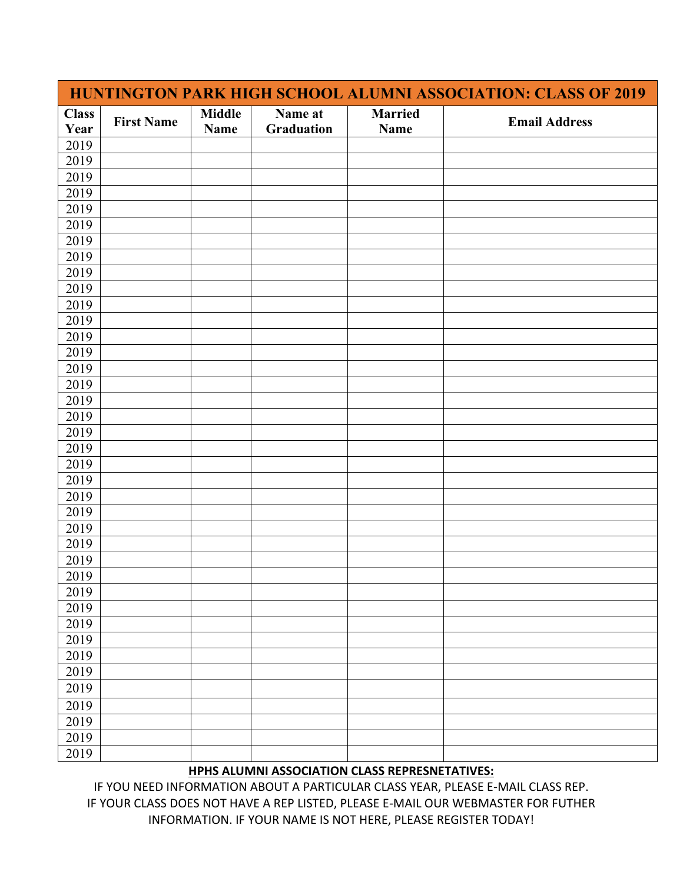| HUNTINGTON PARK HIGH SCHOOL ALUMNI ASSOCIATION: CLASS OF 2019 | | | | | |
|---|---|---|---|---|---|
| **Class Year** | **First Name** | **Middle Name** | **Name at Graduation** | **Married Name** | **Email Address** |
| 2019 | | | | | |
| 2019 | | | | | |
| 2019 | | | | | |
| 2019 | | | | | |
| 2019 | | | | | |
| 2019 | | | | | |
| 2019 | | | | | |
| 2019 | | | | | |
| 2019 | | | | | |
| 2019 | | | | | |
| 2019 | | | | | |
| 2019 | | | | | |
| 2019 | | | | | |
| 2019 | | | | | |
| 2019 | | | | | |
| 2019 | | | | | |
| 2019 | | | | | |
| 2019 | | | | | |
| 2019 | | | | | |
| 2019 | | | | | |
| 2019 | | | | | |
| 2019 | | | | | |
| 2019 | | | | | |
| 2019 | | | | | |
| 2019 | | | | | |
| 2019 | | | | | |
| 2019 | | | | | |
| 2019 | | | | | |
| 2019 | | | | | |
| 2019 | | | | | |
| 2019 | | | | | |
| 2019 | | | | | |
| 2019 | | | | | |
| 2019 | | | | | |
| 2019 | | | | | |
| 2019 | | | | | |
| 2019 | | | | | |
| 2019 | | | | | |
| 2019 | | | | | |

**HPHS ALUMNI ASSOCIATION CLASS REPRESNETATIVES:**

IF YOU NEED INFORMATION ABOUT A PARTICULAR CLASS YEAR, PLEASE E-MAIL CLASS REP. IF YOUR CLASS DOES NOT HAVE A REP LISTED, PLEASE E-MAIL OUR WEBMASTER FOR FUTHER INFORMATION. IF YOUR NAME IS NOT HERE, PLEASE REGISTER TODAY!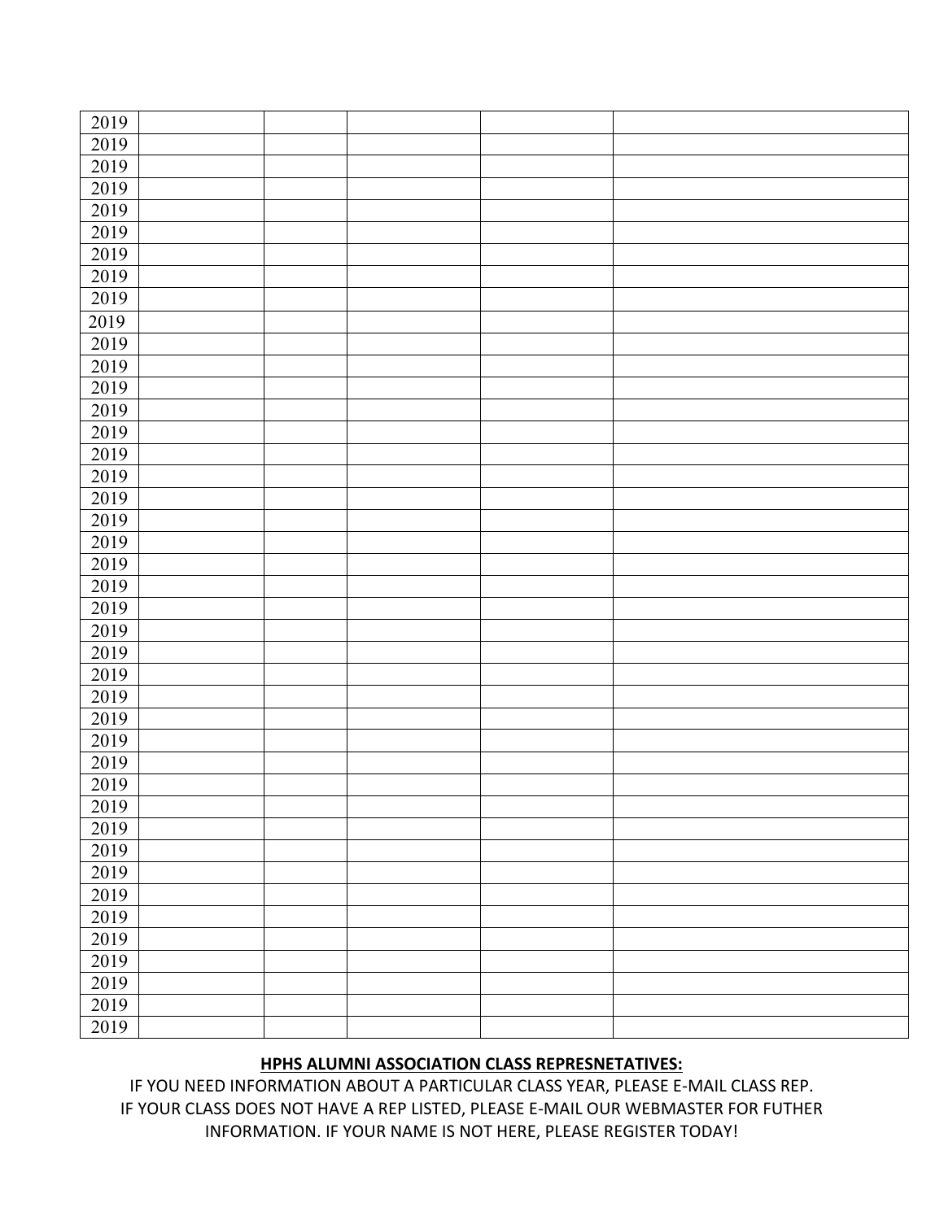| 2019 | | | | | |
|---|---|---|---|---|---|
| 2019 | | | | | |
| 2019 | | | | | |
| 2019 | | | | | |
| 2019 | | | | | |
| 2019 | | | | | |
| 2019 | | | | | |
| 2019 | | | | | |
| 2019 | | | | | |
| 2019 | | | | | |
| 2019 | | | | | |
| 2019 | | | | | |
| 2019 | | | | | |
| 2019 | | | | | |
| 2019 | | | | | |
| 2019 | | | | | |
| 2019 | | | | | |
| 2019 | | | | | |
| 2019 | | | | | |
| 2019 | | | | | |
| 2019 | | | | | |
| 2019 | | | | | |
| 2019 | | | | | |
| 2019 | | | | | |
| 2019 | | | | | |
| 2019 | | | | | |
| 2019 | | | | | |
| 2019 | | | | | |
| 2019 | | | | | |
| 2019 | | | | | |
| 2019 | | | | | |
| 2019 | | | | | |
| 2019 | | | | | |
| 2019 | | | | | |
| 2019 | | | | | |
| 2019 | | | | | |
| 2019 | | | | | |
| 2019 | | | | | |
| 2019 | | | | | |
| 2019 | | | | | |
| 2019 | | | | | |
| 2019 | | | | | |

**HPHS ALUMNI ASSOCIATION CLASS REPRESNETATIVES:**

IF YOU NEED INFORMATION ABOUT A PARTICULAR CLASS YEAR, PLEASE E-MAIL CLASS REP.
IF YOUR CLASS DOES NOT HAVE A REP LISTED, PLEASE E-MAIL OUR WEBMASTER FOR FUTHER INFORMATION. IF YOUR NAME IS NOT HERE, PLEASE REGISTER TODAY!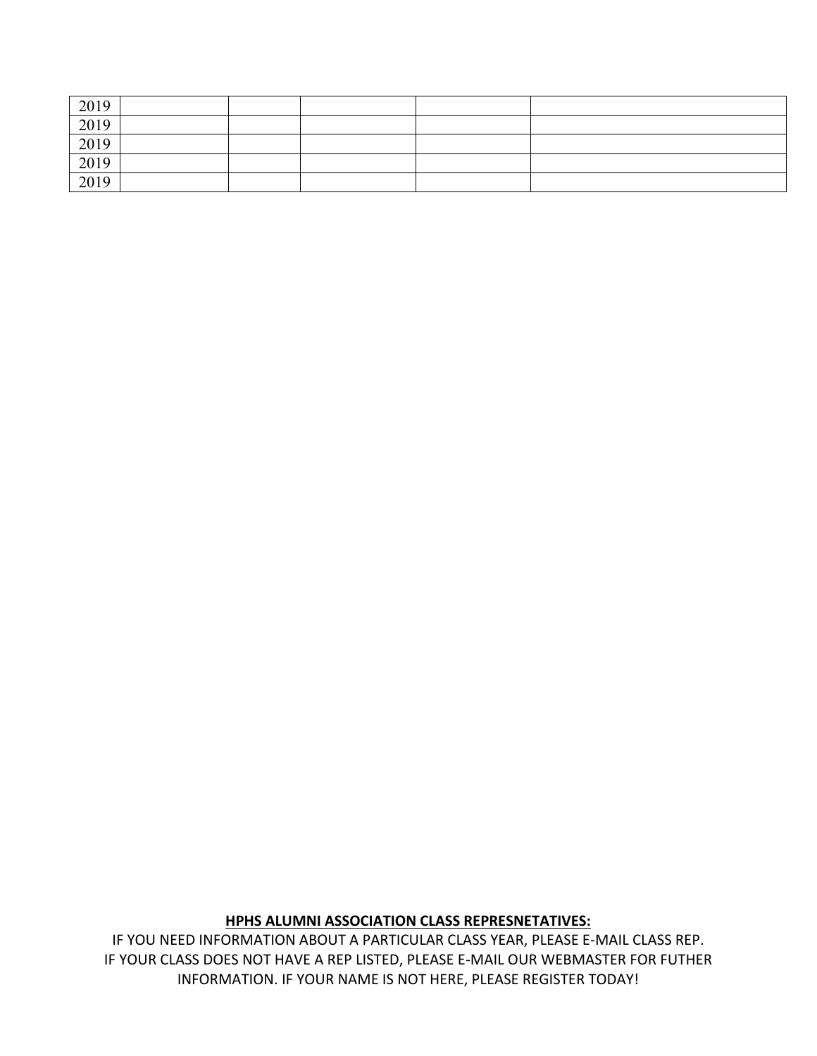| | | | | | |
|---|---|---|---|---|---|
| 2019 | | | | | |
| 2019 | | | | | |
| 2019 | | | | | |
| 2019 | | | | | |
| 2019 | | | | | |

**HPHS ALUMNI ASSOCIATION CLASS REPRESNETATIVES:**

IF YOU NEED INFORMATION ABOUT A PARTICULAR CLASS YEAR, PLEASE E-MAIL CLASS REP. IF YOUR CLASS DOES NOT HAVE A REP LISTED, PLEASE E-MAIL OUR WEBMASTER FOR FUTHER INFORMATION. IF YOUR NAME IS NOT HERE, PLEASE REGISTER TODAY!